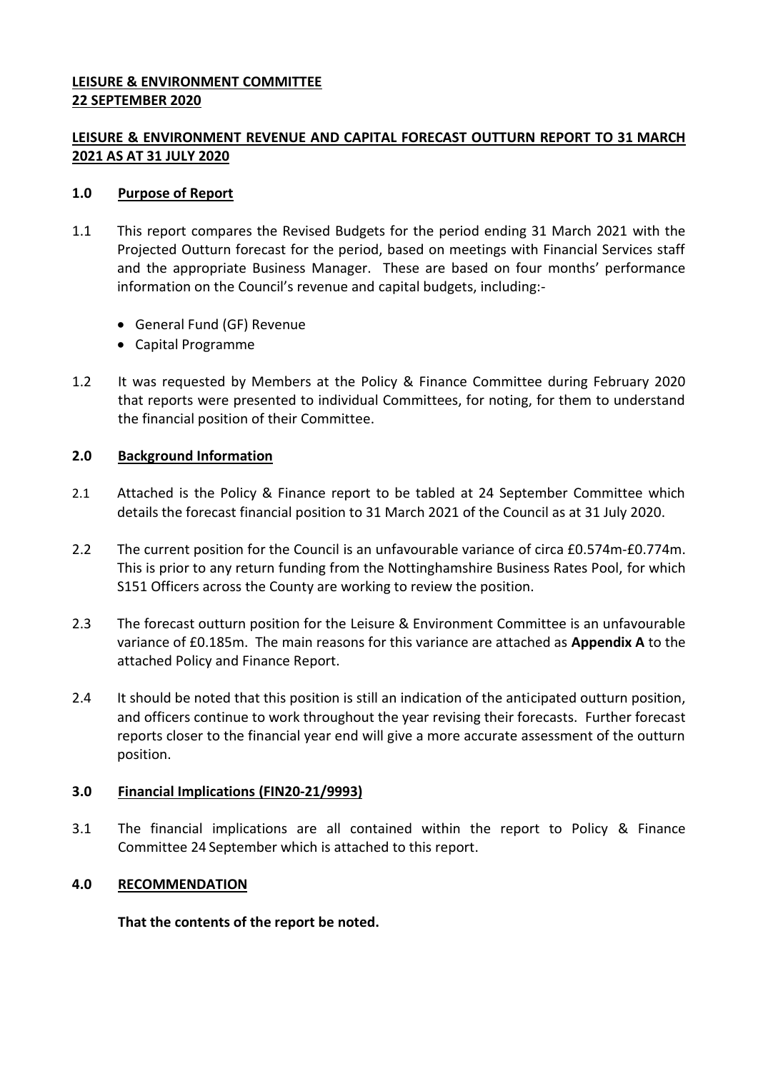**LEISURE & ENVIRONMENT COMMITTEE**
**22 SEPTEMBER 2020**

**LEISURE & ENVIRONMENT REVENUE AND CAPITAL FORECAST OUTTURN REPORT TO 31 MARCH 2021 AS AT 31 JULY 2020**

## 1.0 Purpose of Report

1.1 This report compares the Revised Budgets for the period ending 31 March 2021 with the Projected Outturn forecast for the period, based on meetings with Financial Services staff and the appropriate Business Manager. These are based on four months' performance information on the Council's revenue and capital budgets, including:-

- General Fund (GF) Revenue
- Capital Programme

1.2 It was requested by Members at the Policy & Finance Committee during February 2020 that reports were presented to individual Committees, for noting, for them to understand the financial position of their Committee.

## 2.0 Background Information

2.1 Attached is the Policy & Finance report to be tabled at 24 September Committee which details the forecast financial position to 31 March 2021 of the Council as at 31 July 2020.

2.2 The current position for the Council is an unfavourable variance of circa £0.574m-£0.774m. This is prior to any return funding from the Nottinghamshire Business Rates Pool, for which S151 Officers across the County are working to review the position.

2.3 The forecast outturn position for the Leisure & Environment Committee is an unfavourable variance of £0.185m. The main reasons for this variance are attached as **Appendix A** to the attached Policy and Finance Report.

2.4 It should be noted that this position is still an indication of the anticipated outturn position, and officers continue to work throughout the year revising their forecasts. Further forecast reports closer to the financial year end will give a more accurate assessment of the outturn position.

## 3.0 Financial Implications (FIN20-21/9993)

3.1 The financial implications are all contained within the report to Policy & Finance Committee 24 September which is attached to this report.

## 4.0 RECOMMENDATION

**That the contents of the report be noted.**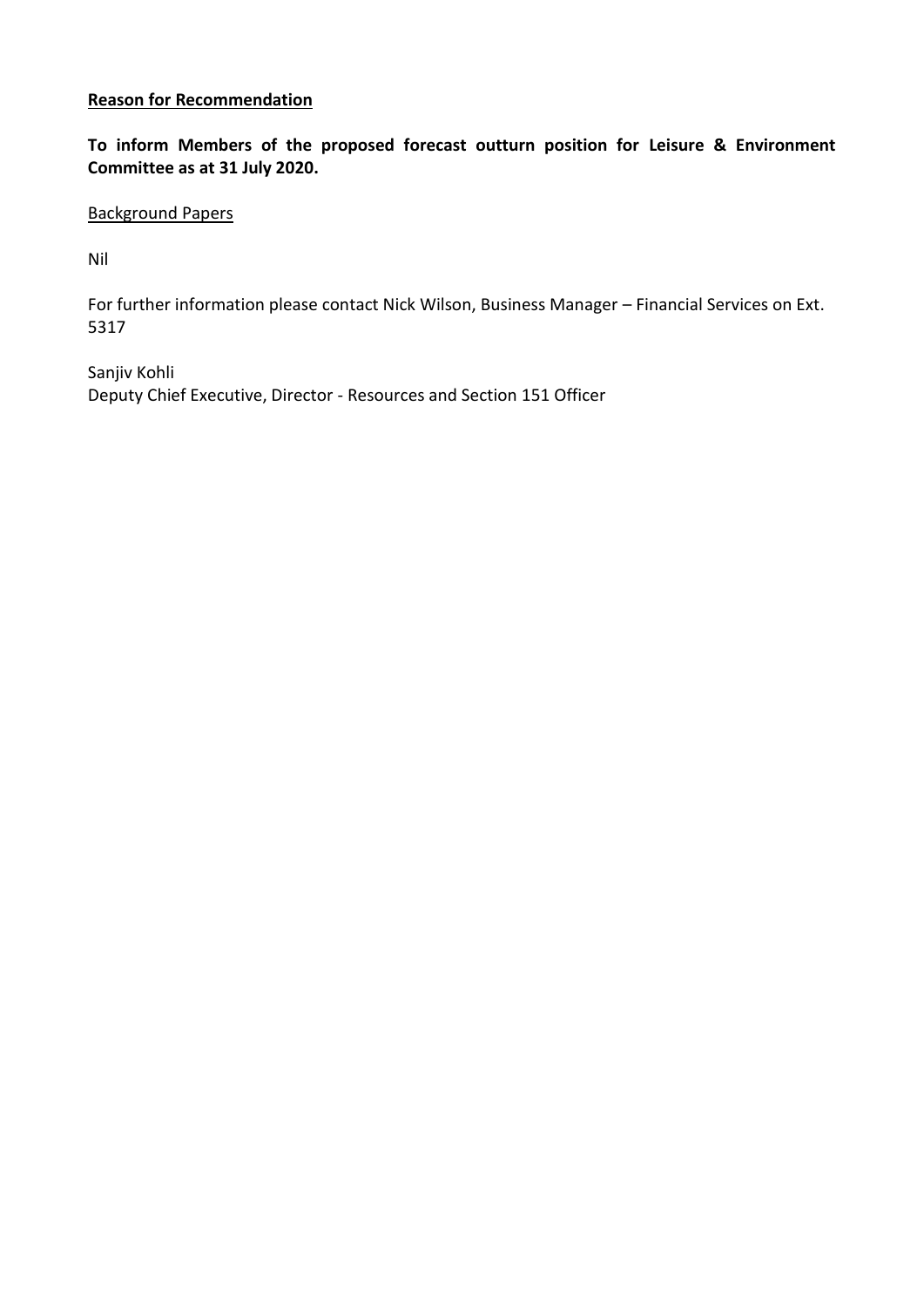**Reason for Recommendation**

**To inform Members of the proposed forecast outturn position for Leisure & Environment Committee as at 31 July 2020.**

Background Papers

Nil

For further information please contact Nick Wilson, Business Manager – Financial Services on Ext. 5317

Sanjiv Kohli
Deputy Chief Executive, Director - Resources and Section 151 Officer